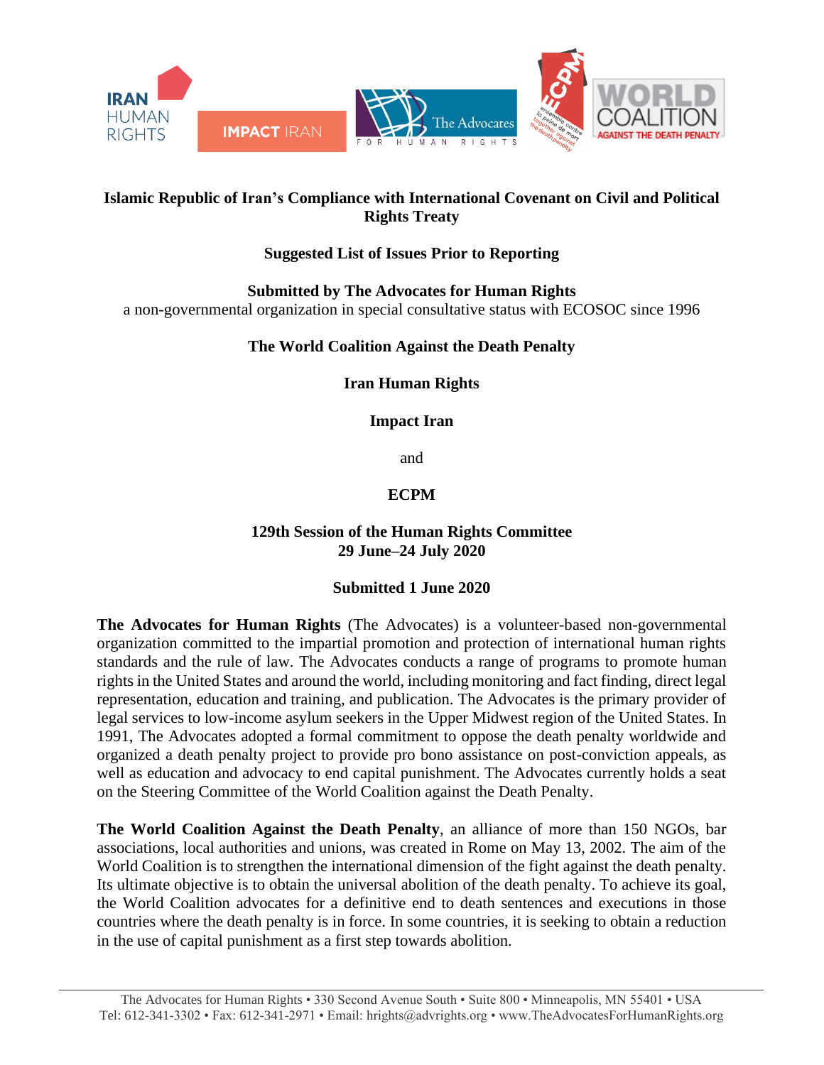# Islamic Republic of Iran's Compliance with International Covenant on Civil and Political Rights Treaty

## Suggested List of Issues Prior to Reporting

**Submitted by The Advocates for Human Rights**
a non-governmental organization in special consultative status with ECOSOC since 1996

**The World Coalition Against the Death Penalty**

**Iran Human Rights**

**Impact Iran**

and

**ECPM**

**129th Session of the Human Rights Committee**
**29 June–24 July 2020**

**Submitted 1 June 2020**

**The Advocates for Human Rights** (The Advocates) is a volunteer-based non-governmental organization committed to the impartial promotion and protection of international human rights standards and the rule of law. The Advocates conducts a range of programs to promote human rights in the United States and around the world, including monitoring and fact finding, direct legal representation, education and training, and publication. The Advocates is the primary provider of legal services to low-income asylum seekers in the Upper Midwest region of the United States. In 1991, The Advocates adopted a formal commitment to oppose the death penalty worldwide and organized a death penalty project to provide pro bono assistance on post-conviction appeals, as well as education and advocacy to end capital punishment. The Advocates currently holds a seat on the Steering Committee of the World Coalition against the Death Penalty.

**The World Coalition Against the Death Penalty**, an alliance of more than 150 NGOs, bar associations, local authorities and unions, was created in Rome on May 13, 2002. The aim of the World Coalition is to strengthen the international dimension of the fight against the death penalty. Its ultimate objective is to obtain the universal abolition of the death penalty. To achieve its goal, the World Coalition advocates for a definitive end to death sentences and executions in those countries where the death penalty is in force. In some countries, it is seeking to obtain a reduction in the use of capital punishment as a first step towards abolition.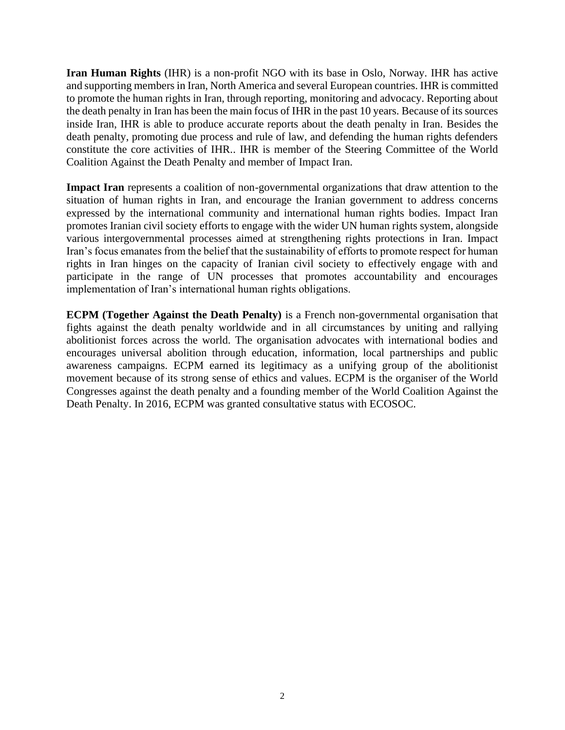**Iran Human Rights** (IHR) is a non-profit NGO with its base in Oslo, Norway. IHR has active and supporting members in Iran, North America and several European countries. IHR is committed to promote the human rights in Iran, through reporting, monitoring and advocacy. Reporting about the death penalty in Iran has been the main focus of IHR in the past 10 years. Because of its sources inside Iran, IHR is able to produce accurate reports about the death penalty in Iran. Besides the death penalty, promoting due process and rule of law, and defending the human rights defenders constitute the core activities of IHR.. IHR is member of the Steering Committee of the World Coalition Against the Death Penalty and member of Impact Iran.

**Impact Iran** represents a coalition of non-governmental organizations that draw attention to the situation of human rights in Iran, and encourage the Iranian government to address concerns expressed by the international community and international human rights bodies. Impact Iran promotes Iranian civil society efforts to engage with the wider UN human rights system, alongside various intergovernmental processes aimed at strengthening rights protections in Iran. Impact Iran's focus emanates from the belief that the sustainability of efforts to promote respect for human rights in Iran hinges on the capacity of Iranian civil society to effectively engage with and participate in the range of UN processes that promotes accountability and encourages implementation of Iran's international human rights obligations.

**ECPM (Together Against the Death Penalty)** is a French non-governmental organisation that fights against the death penalty worldwide and in all circumstances by uniting and rallying abolitionist forces across the world. The organisation advocates with international bodies and encourages universal abolition through education, information, local partnerships and public awareness campaigns. ECPM earned its legitimacy as a unifying group of the abolitionist movement because of its strong sense of ethics and values. ECPM is the organiser of the World Congresses against the death penalty and a founding member of the World Coalition Against the Death Penalty. In 2016, ECPM was granted consultative status with ECOSOC.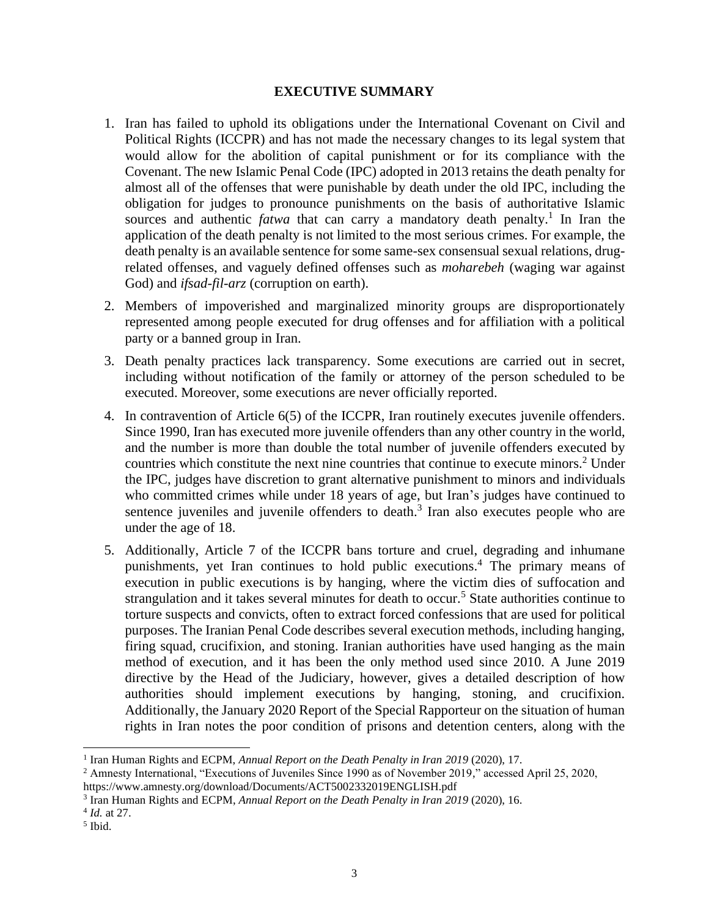## EXECUTIVE SUMMARY

1. Iran has failed to uphold its obligations under the International Covenant on Civil and Political Rights (ICCPR) and has not made the necessary changes to its legal system that would allow for the abolition of capital punishment or for its compliance with the Covenant. The new Islamic Penal Code (IPC) adopted in 2013 retains the death penalty for almost all of the offenses that were punishable by death under the old IPC, including the obligation for judges to pronounce punishments on the basis of authoritative Islamic sources and authentic *fatwa* that can carry a mandatory death penalty.[1] In Iran the application of the death penalty is not limited to the most serious crimes. For example, the death penalty is an available sentence for some same-sex consensual sexual relations, drug-related offenses, and vaguely defined offenses such as *moharebeh* (waging war against God) and *ifsad-fil-arz* (corruption on earth).

2. Members of impoverished and marginalized minority groups are disproportionately represented among people executed for drug offenses and for affiliation with a political party or a banned group in Iran.

3. Death penalty practices lack transparency. Some executions are carried out in secret, including without notification of the family or attorney of the person scheduled to be executed. Moreover, some executions are never officially reported.

4. In contravention of Article 6(5) of the ICCPR, Iran routinely executes juvenile offenders. Since 1990, Iran has executed more juvenile offenders than any other country in the world, and the number is more than double the total number of juvenile offenders executed by countries which constitute the next nine countries that continue to execute minors.[2] Under the IPC, judges have discretion to grant alternative punishment to minors and individuals who committed crimes while under 18 years of age, but Iran's judges have continued to sentence juveniles and juvenile offenders to death.[3] Iran also executes people who are under the age of 18.

5. Additionally, Article 7 of the ICCPR bans torture and cruel, degrading and inhumane punishments, yet Iran continues to hold public executions.[4] The primary means of execution in public executions is by hanging, where the victim dies of suffocation and strangulation and it takes several minutes for death to occur.[5] State authorities continue to torture suspects and convicts, often to extract forced confessions that are used for political purposes. The Iranian Penal Code describes several execution methods, including hanging, firing squad, crucifixion, and stoning. Iranian authorities have used hanging as the main method of execution, and it has been the only method used since 2010. A June 2019 directive by the Head of the Judiciary, however, gives a detailed description of how authorities should implement executions by hanging, stoning, and crucifixion. Additionally, the January 2020 Report of the Special Rapporteur on the situation of human rights in Iran notes the poor condition of prisons and detention centers, along with the

---

[1] Iran Human Rights and ECPM, *Annual Report on the Death Penalty in Iran 2019* (2020), 17.

[2] Amnesty International, "Executions of Juveniles Since 1990 as of November 2019," accessed April 25, 2020, https://www.amnesty.org/download/Documents/ACT5002332019ENGLISH.pdf

[3] Iran Human Rights and ECPM, *Annual Report on the Death Penalty in Iran 2019* (2020), 16.

[4] *Id.* at 27.

[5] Ibid.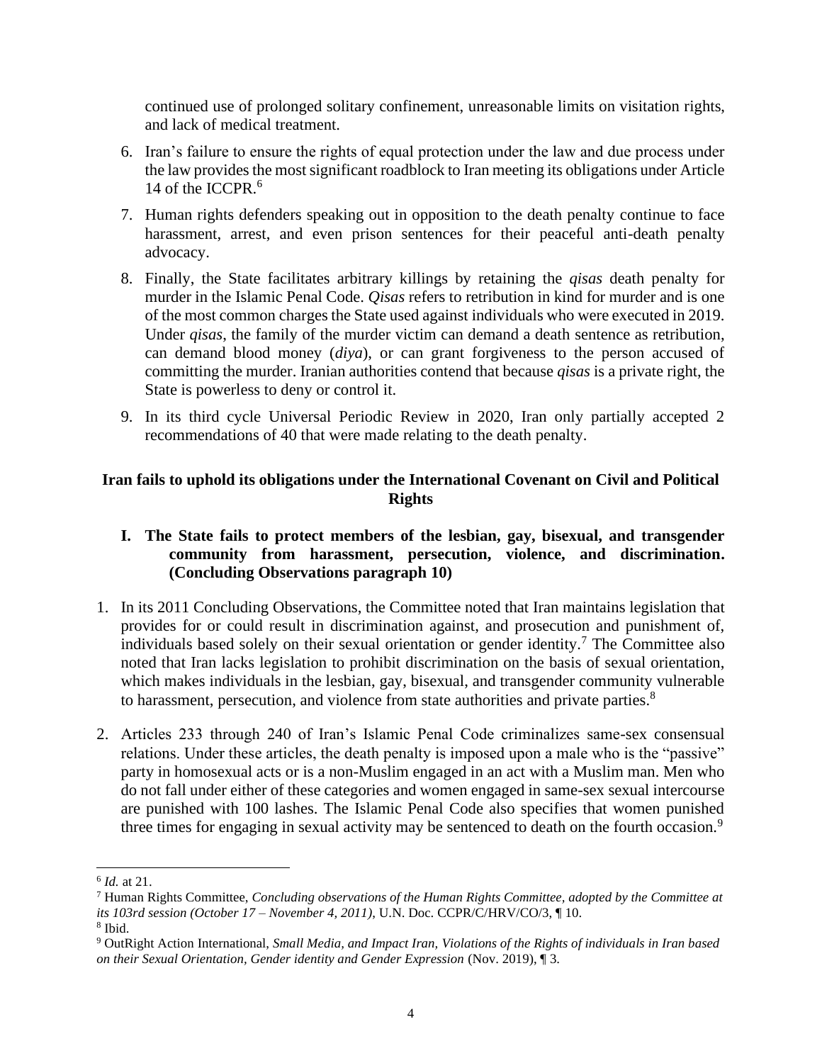continued use of prolonged solitary confinement, unreasonable limits on visitation rights, and lack of medical treatment.

6. Iran's failure to ensure the rights of equal protection under the law and due process under the law provides the most significant roadblock to Iran meeting its obligations under Article 14 of the ICCPR.[6]

7. Human rights defenders speaking out in opposition to the death penalty continue to face harassment, arrest, and even prison sentences for their peaceful anti-death penalty advocacy.

8. Finally, the State facilitates arbitrary killings by retaining the *qisas* death penalty for murder in the Islamic Penal Code. *Qisas* refers to retribution in kind for murder and is one of the most common charges the State used against individuals who were executed in 2019. Under *qisas*, the family of the murder victim can demand a death sentence as retribution, can demand blood money (*diya*), or can grant forgiveness to the person accused of committing the murder. Iranian authorities contend that because *qisas* is a private right, the State is powerless to deny or control it.

9. In its third cycle Universal Periodic Review in 2020, Iran only partially accepted 2 recommendations of 40 that were made relating to the death penalty.

## Iran fails to uphold its obligations under the International Covenant on Civil and Political Rights

### I. The State fails to protect members of the lesbian, gay, bisexual, and transgender community from harassment, persecution, violence, and discrimination. (Concluding Observations paragraph 10)

1. In its 2011 Concluding Observations, the Committee noted that Iran maintains legislation that provides for or could result in discrimination against, and prosecution and punishment of, individuals based solely on their sexual orientation or gender identity.[7] The Committee also noted that Iran lacks legislation to prohibit discrimination on the basis of sexual orientation, which makes individuals in the lesbian, gay, bisexual, and transgender community vulnerable to harassment, persecution, and violence from state authorities and private parties.[8]

2. Articles 233 through 240 of Iran's Islamic Penal Code criminalizes same-sex consensual relations. Under these articles, the death penalty is imposed upon a male who is the "passive" party in homosexual acts or is a non-Muslim engaged in an act with a Muslim man. Men who do not fall under either of these categories and women engaged in same-sex sexual intercourse are punished with 100 lashes. The Islamic Penal Code also specifies that women punished three times for engaging in sexual activity may be sentenced to death on the fourth occasion.[9]

---

[6] *Id.* at 21.

[7] Human Rights Committee, *Concluding observations of the Human Rights Committee, adopted by the Committee at its 103rd session (October 17 – November 4, 2011)*, U.N. Doc. CCPR/C/HRV/CO/3, ¶ 10.

[8] Ibid.

[9] OutRight Action International, *Small Media, and Impact Iran, Violations of the Rights of individuals in Iran based on their Sexual Orientation, Gender identity and Gender Expression* (Nov. 2019), ¶ 3.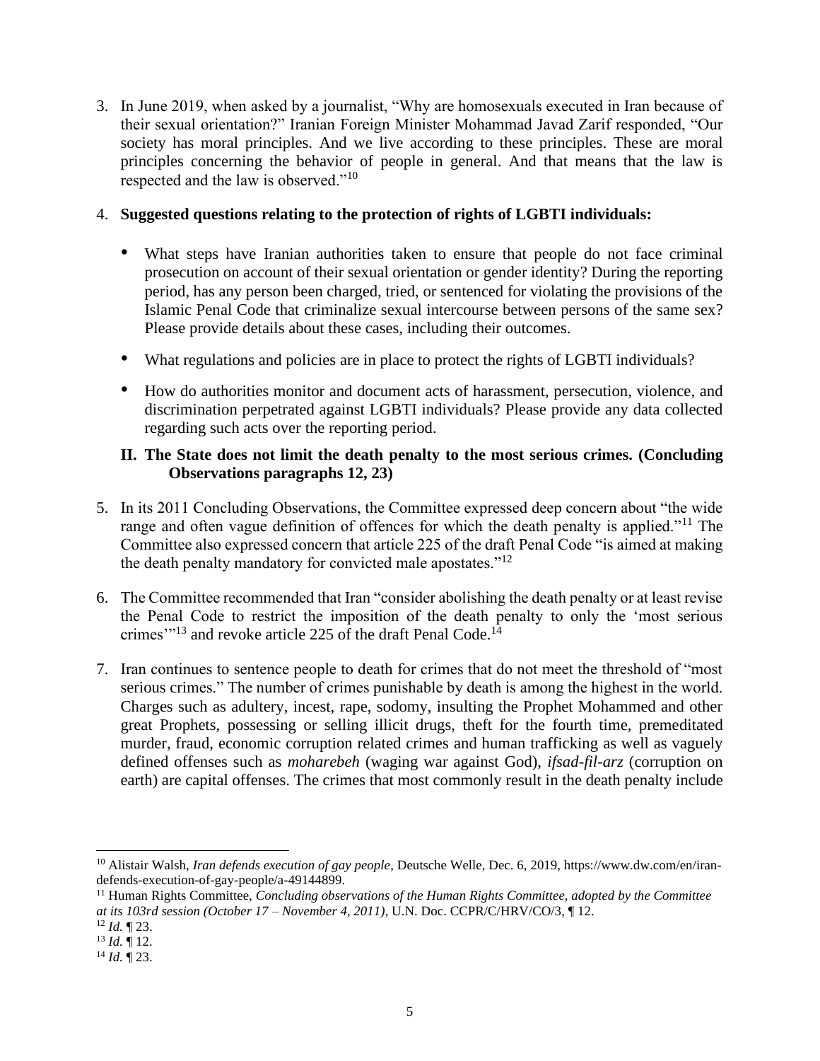3. In June 2019, when asked by a journalist, "Why are homosexuals executed in Iran because of their sexual orientation?" Iranian Foreign Minister Mohammad Javad Zarif responded, "Our society has moral principles. And we live according to these principles. These are moral principles concerning the behavior of people in general. And that means that the law is respected and the law is observed."[10]

4. **Suggested questions relating to the protection of rights of LGBTI individuals:**

   - What steps have Iranian authorities taken to ensure that people do not face criminal prosecution on account of their sexual orientation or gender identity? During the reporting period, has any person been charged, tried, or sentenced for violating the provisions of the Islamic Penal Code that criminalize sexual intercourse between persons of the same sex? Please provide details about these cases, including their outcomes.
   - What regulations and policies are in place to protect the rights of LGBTI individuals?
   - How do authorities monitor and document acts of harassment, persecution, violence, and discrimination perpetrated against LGBTI individuals? Please provide any data collected regarding such acts over the reporting period.

## II. The State does not limit the death penalty to the most serious crimes. (Concluding Observations paragraphs 12, 23)

5. In its 2011 Concluding Observations, the Committee expressed deep concern about "the wide range and often vague definition of offences for which the death penalty is applied."[11] The Committee also expressed concern that article 225 of the draft Penal Code "is aimed at making the death penalty mandatory for convicted male apostates."[12]

6. The Committee recommended that Iran "consider abolishing the death penalty or at least revise the Penal Code to restrict the imposition of the death penalty to only the 'most serious crimes'"[13] and revoke article 225 of the draft Penal Code.[14]

7. Iran continues to sentence people to death for crimes that do not meet the threshold of "most serious crimes." The number of crimes punishable by death is among the highest in the world. Charges such as adultery, incest, rape, sodomy, insulting the Prophet Mohammed and other great Prophets, possessing or selling illicit drugs, theft for the fourth time, premeditated murder, fraud, economic corruption related crimes and human trafficking as well as vaguely defined offenses such as *moharebeh* (waging war against God), *ifsad-fil-arz* (corruption on earth) are capital offenses. The crimes that most commonly result in the death penalty include

---

[10] Alistair Walsh, *Iran defends execution of gay people*, Deutsche Welle, Dec. 6, 2019, https://www.dw.com/en/iran-defends-execution-of-gay-people/a-49144899.

[11] Human Rights Committee, *Concluding observations of the Human Rights Committee, adopted by the Committee at its 103rd session (October 17 – November 4, 2011)*, U.N. Doc. CCPR/C/HRV/CO/3, ¶ 12.

[12] *Id.* ¶ 23.

[13] *Id.* ¶ 12.

[14] *Id.* ¶ 23.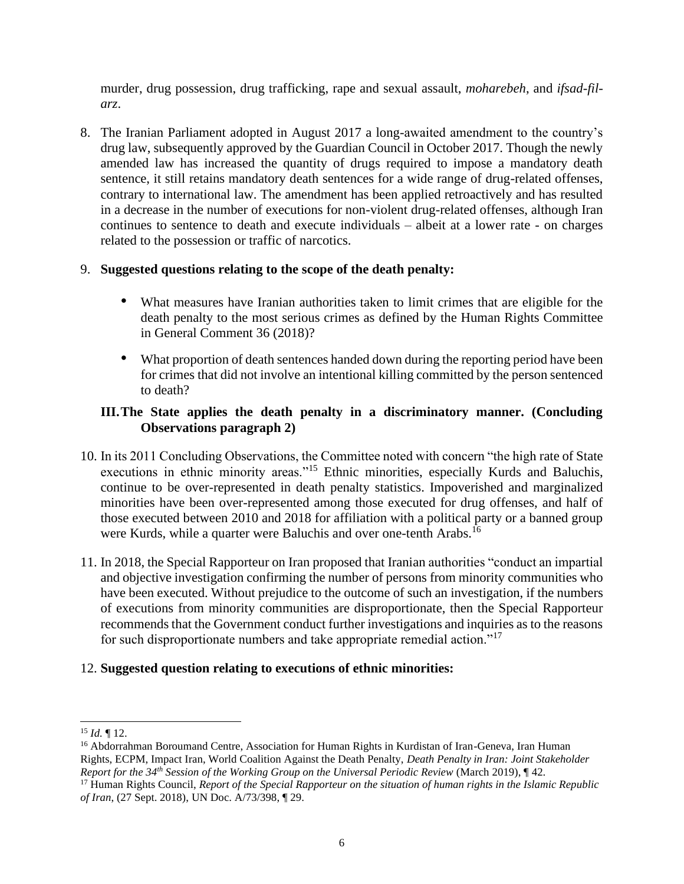murder, drug possession, drug trafficking, rape and sexual assault, *moharebeh*, and *ifsad-fil-arz*.

8. The Iranian Parliament adopted in August 2017 a long-awaited amendment to the country's drug law, subsequently approved by the Guardian Council in October 2017. Though the newly amended law has increased the quantity of drugs required to impose a mandatory death sentence, it still retains mandatory death sentences for a wide range of drug-related offenses, contrary to international law. The amendment has been applied retroactively and has resulted in a decrease in the number of executions for non-violent drug-related offenses, although Iran continues to sentence to death and execute individuals – albeit at a lower rate - on charges related to the possession or traffic of narcotics.

9. **Suggested questions relating to the scope of the death penalty:**

   - What measures have Iranian authorities taken to limit crimes that are eligible for the death penalty to the most serious crimes as defined by the Human Rights Committee in General Comment 36 (2018)?
   - What proportion of death sentences handed down during the reporting period have been for crimes that did not involve an intentional killing committed by the person sentenced to death?

## III. The State applies the death penalty in a discriminatory manner. (Concluding Observations paragraph 2)

10. In its 2011 Concluding Observations, the Committee noted with concern "the high rate of State executions in ethnic minority areas."[15] Ethnic minorities, especially Kurds and Baluchis, continue to be over-represented in death penalty statistics. Impoverished and marginalized minorities have been over-represented among those executed for drug offenses, and half of those executed between 2010 and 2018 for affiliation with a political party or a banned group were Kurds, while a quarter were Baluchis and over one-tenth Arabs.[16]

11. In 2018, the Special Rapporteur on Iran proposed that Iranian authorities "conduct an impartial and objective investigation confirming the number of persons from minority communities who have been executed. Without prejudice to the outcome of such an investigation, if the numbers of executions from minority communities are disproportionate, then the Special Rapporteur recommends that the Government conduct further investigations and inquiries as to the reasons for such disproportionate numbers and take appropriate remedial action."[17]

12. **Suggested question relating to executions of ethnic minorities:**

---

[15] *Id.* ¶ 12.

[16] Abdorrahman Boroumand Centre, Association for Human Rights in Kurdistan of Iran-Geneva, Iran Human Rights, ECPM, Impact Iran, World Coalition Against the Death Penalty, *Death Penalty in Iran: Joint Stakeholder Report for the 34th Session of the Working Group on the Universal Periodic Review* (March 2019), ¶ 42.

[17] Human Rights Council, *Report of the Special Rapporteur on the situation of human rights in the Islamic Republic of Iran*, (27 Sept. 2018), UN Doc. A/73/398, ¶ 29.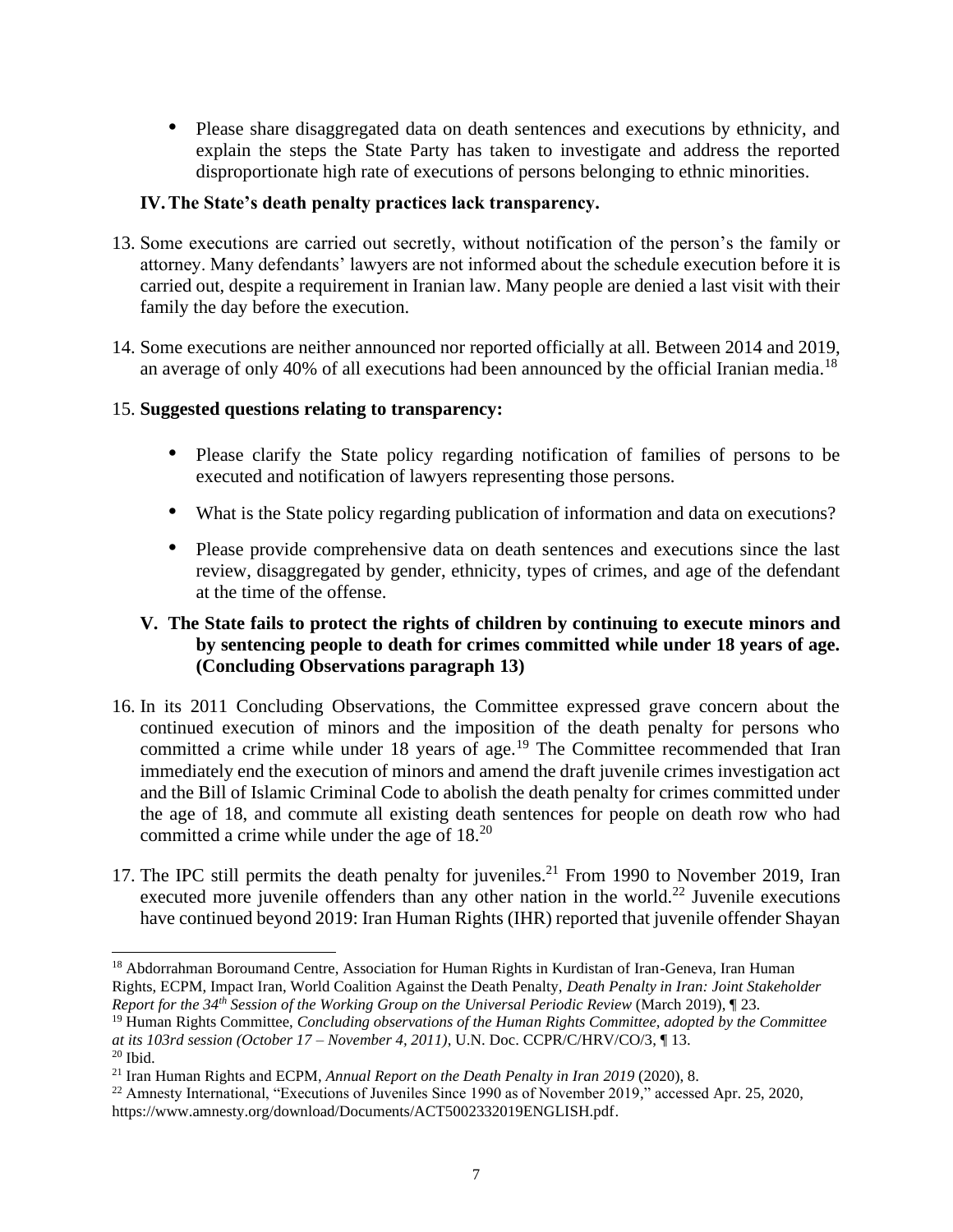- Please share disaggregated data on death sentences and executions by ethnicity, and explain the steps the State Party has taken to investigate and address the reported disproportionate high rate of executions of persons belonging to ethnic minorities.

## IV. The State's death penalty practices lack transparency.

13. Some executions are carried out secretly, without notification of the person's the family or attorney. Many defendants' lawyers are not informed about the schedule execution before it is carried out, despite a requirement in Iranian law. Many people are denied a last visit with their family the day before the execution.

14. Some executions are neither announced nor reported officially at all. Between 2014 and 2019, an average of only 40% of all executions had been announced by the official Iranian media.[18]

15. **Suggested questions relating to transparency:**

   - Please clarify the State policy regarding notification of families of persons to be executed and notification of lawyers representing those persons.
   - What is the State policy regarding publication of information and data on executions?
   - Please provide comprehensive data on death sentences and executions since the last review, disaggregated by gender, ethnicity, types of crimes, and age of the defendant at the time of the offense.

## V. The State fails to protect the rights of children by continuing to execute minors and by sentencing people to death for crimes committed while under 18 years of age. (Concluding Observations paragraph 13)

16. In its 2011 Concluding Observations, the Committee expressed grave concern about the continued execution of minors and the imposition of the death penalty for persons who committed a crime while under 18 years of age.[19] The Committee recommended that Iran immediately end the execution of minors and amend the draft juvenile crimes investigation act and the Bill of Islamic Criminal Code to abolish the death penalty for crimes committed under the age of 18, and commute all existing death sentences for people on death row who had committed a crime while under the age of 18.[20]

17. The IPC still permits the death penalty for juveniles.[21] From 1990 to November 2019, Iran executed more juvenile offenders than any other nation in the world.[22] Juvenile executions have continued beyond 2019: Iran Human Rights (IHR) reported that juvenile offender Shayan

---

[18] Abdorrahman Boroumand Centre, Association for Human Rights in Kurdistan of Iran-Geneva, Iran Human Rights, ECPM, Impact Iran, World Coalition Against the Death Penalty, *Death Penalty in Iran: Joint Stakeholder Report for the 34th Session of the Working Group on the Universal Periodic Review* (March 2019), ¶ 23.

[19] Human Rights Committee, *Concluding observations of the Human Rights Committee, adopted by the Committee at its 103rd session (October 17 – November 4, 2011)*, U.N. Doc. CCPR/C/HRV/CO/3, ¶ 13.

[20] Ibid.

[21] Iran Human Rights and ECPM, *Annual Report on the Death Penalty in Iran 2019* (2020), 8.

[22] Amnesty International, "Executions of Juveniles Since 1990 as of November 2019," accessed Apr. 25, 2020, https://www.amnesty.org/download/Documents/ACT5002332019ENGLISH.pdf.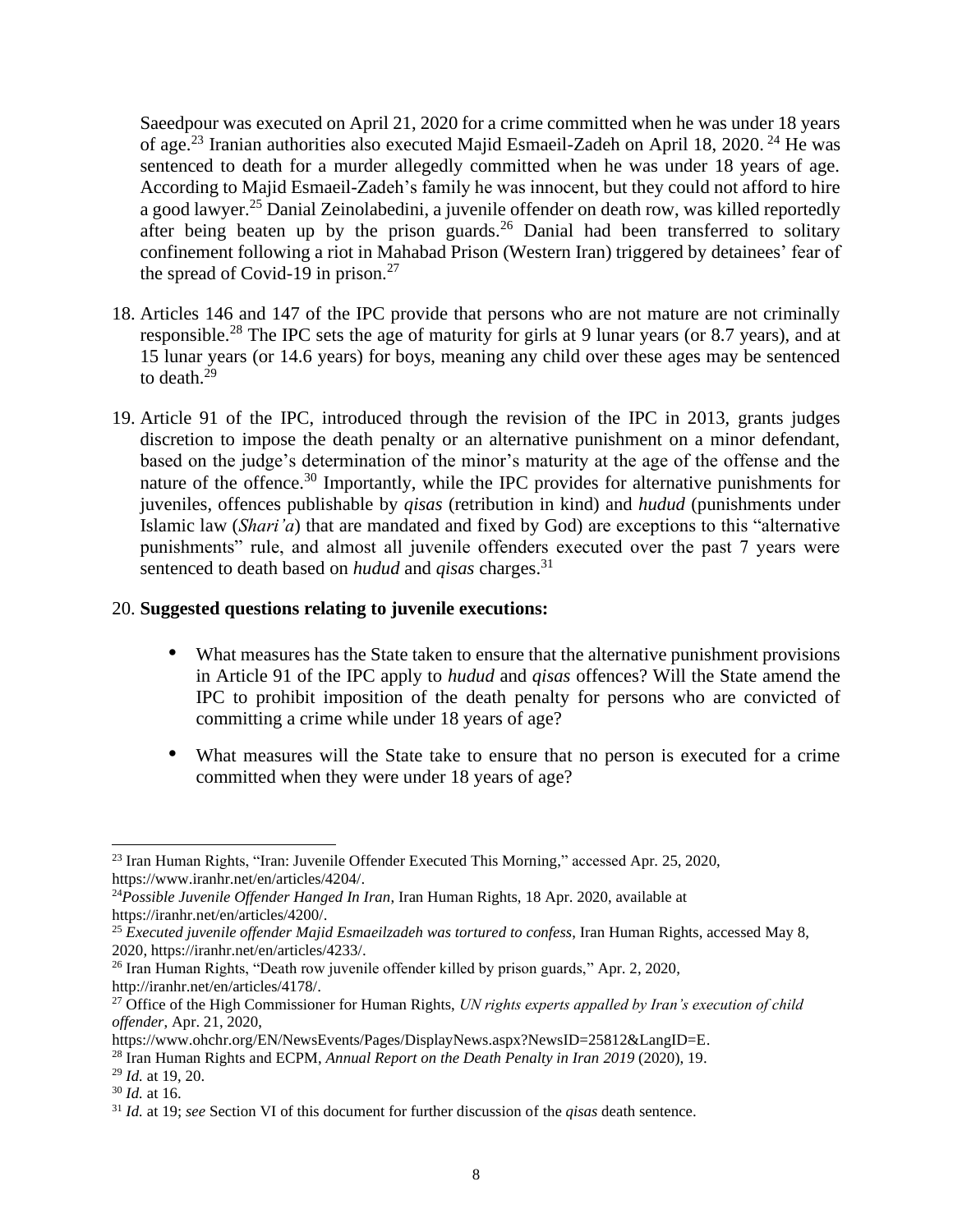Saeedpour was executed on April 21, 2020 for a crime committed when he was under 18 years of age.[23] Iranian authorities also executed Majid Esmaeil-Zadeh on April 18, 2020.[24] He was sentenced to death for a murder allegedly committed when he was under 18 years of age. According to Majid Esmaeil-Zadeh's family he was innocent, but they could not afford to hire a good lawyer.[25] Danial Zeinolabedini, a juvenile offender on death row, was killed reportedly after being beaten up by the prison guards.[26] Danial had been transferred to solitary confinement following a riot in Mahabad Prison (Western Iran) triggered by detainees' fear of the spread of Covid-19 in prison.[27]

18. Articles 146 and 147 of the IPC provide that persons who are not mature are not criminally responsible.[28] The IPC sets the age of maturity for girls at 9 lunar years (or 8.7 years), and at 15 lunar years (or 14.6 years) for boys, meaning any child over these ages may be sentenced to death.[29]

19. Article 91 of the IPC, introduced through the revision of the IPC in 2013, grants judges discretion to impose the death penalty or an alternative punishment on a minor defendant, based on the judge's determination of the minor's maturity at the age of the offense and the nature of the offence.[30] Importantly, while the IPC provides for alternative punishments for juveniles, offences publishable by *qisas* (retribution in kind) and *hudud* (punishments under Islamic law (*Shari'a*) that are mandated and fixed by God) are exceptions to this "alternative punishments" rule, and almost all juvenile offenders executed over the past 7 years were sentenced to death based on *hudud* and *qisas* charges.[31]

20. **Suggested questions relating to juvenile executions:**

    - What measures has the State taken to ensure that the alternative punishment provisions in Article 91 of the IPC apply to *hudud* and *qisas* offences? Will the State amend the IPC to prohibit imposition of the death penalty for persons who are convicted of committing a crime while under 18 years of age?

    - What measures will the State take to ensure that no person is executed for a crime committed when they were under 18 years of age?

---

[23] Iran Human Rights, "Iran: Juvenile Offender Executed This Morning," accessed Apr. 25, 2020, https://www.iranhr.net/en/articles/4204/.

[24] *Possible Juvenile Offender Hanged In Iran*, Iran Human Rights, 18 Apr. 2020, available at https://iranhr.net/en/articles/4200/.

[25] *Executed juvenile offender Majid Esmaeilzadeh was tortured to confess*, Iran Human Rights, accessed May 8, 2020, https://iranhr.net/en/articles/4233/.

[26] Iran Human Rights, "Death row juvenile offender killed by prison guards," Apr. 2, 2020, http://iranhr.net/en/articles/4178/.

[27] Office of the High Commissioner for Human Rights, *UN rights experts appalled by Iran's execution of child offender*, Apr. 21, 2020, https://www.ohchr.org/EN/NewsEvents/Pages/DisplayNews.aspx?NewsID=25812&LangID=E.

[28] Iran Human Rights and ECPM, *Annual Report on the Death Penalty in Iran 2019* (2020), 19.

[29] *Id.* at 19, 20.

[30] *Id.* at 16.

[31] *Id.* at 19; *see* Section VI of this document for further discussion of the *qisas* death sentence.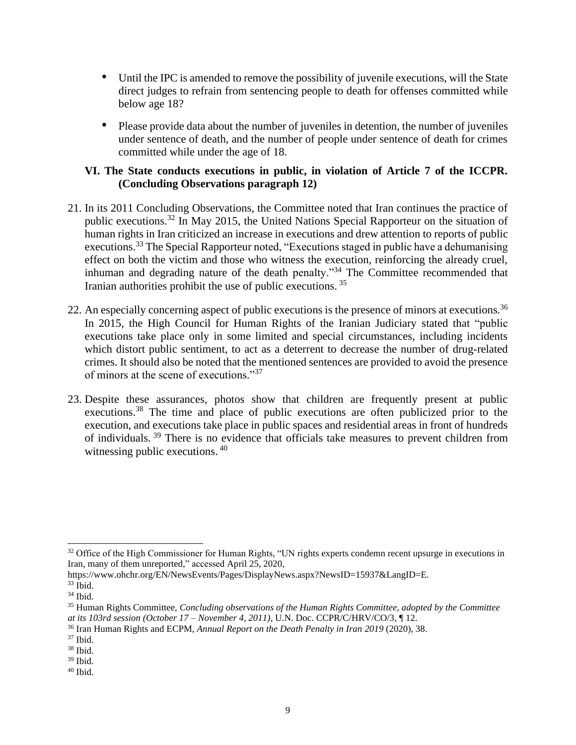- Until the IPC is amended to remove the possibility of juvenile executions, will the State direct judges to refrain from sentencing people to death for offenses committed while below age 18?

- Please provide data about the number of juveniles in detention, the number of juveniles under sentence of death, and the number of people under sentence of death for crimes committed while under the age of 18.

### VI. The State conducts executions in public, in violation of Article 7 of the ICCPR. (Concluding Observations paragraph 12)

21. In its 2011 Concluding Observations, the Committee noted that Iran continues the practice of public executions.[32] In May 2015, the United Nations Special Rapporteur on the situation of human rights in Iran criticized an increase in executions and drew attention to reports of public executions.[33] The Special Rapporteur noted, "Executions staged in public have a dehumanising effect on both the victim and those who witness the execution, reinforcing the already cruel, inhuman and degrading nature of the death penalty."[34] The Committee recommended that Iranian authorities prohibit the use of public executions.[35]

22. An especially concerning aspect of public executions is the presence of minors at executions.[36] In 2015, the High Council for Human Rights of the Iranian Judiciary stated that "public executions take place only in some limited and special circumstances, including incidents which distort public sentiment, to act as a deterrent to decrease the number of drug-related crimes. It should also be noted that the mentioned sentences are provided to avoid the presence of minors at the scene of executions."[37]

23. Despite these assurances, photos show that children are frequently present at public executions.[38] The time and place of public executions are often publicized prior to the execution, and executions take place in public spaces and residential areas in front of hundreds of individuals.[39] There is no evidence that officials take measures to prevent children from witnessing public executions.[40]

---

[32] Office of the High Commissioner for Human Rights, "UN rights experts condemn recent upsurge in executions in Iran, many of them unreported," accessed April 25, 2020, https://www.ohchr.org/EN/NewsEvents/Pages/DisplayNews.aspx?NewsID=15937&LangID=E.

[33] Ibid.

[34] Ibid.

[35] Human Rights Committee, *Concluding observations of the Human Rights Committee, adopted by the Committee at its 103rd session (October 17 – November 4, 2011)*, U.N. Doc. CCPR/C/HRV/CO/3, ¶ 12.

[36] Iran Human Rights and ECPM, *Annual Report on the Death Penalty in Iran 2019* (2020), 38.

[37] Ibid.

[38] Ibid.

[39] Ibid.

[40] Ibid.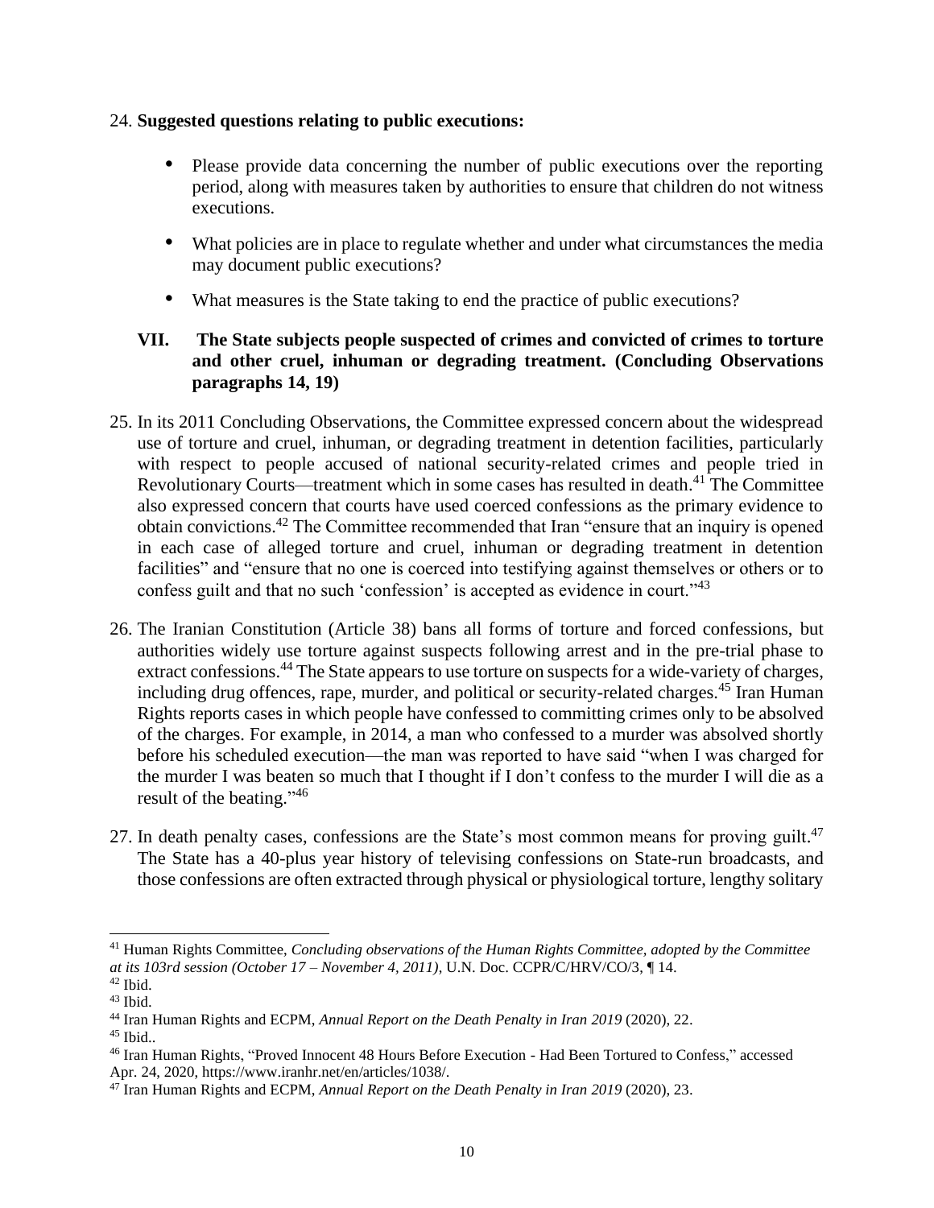24. **Suggested questions relating to public executions:**

- Please provide data concerning the number of public executions over the reporting period, along with measures taken by authorities to ensure that children do not witness executions.
- What policies are in place to regulate whether and under what circumstances the media may document public executions?
- What measures is the State taking to end the practice of public executions?

## VII. The State subjects people suspected of crimes and convicted of crimes to torture and other cruel, inhuman or degrading treatment. (Concluding Observations paragraphs 14, 19)

25. In its 2011 Concluding Observations, the Committee expressed concern about the widespread use of torture and cruel, inhuman, or degrading treatment in detention facilities, particularly with respect to people accused of national security-related crimes and people tried in Revolutionary Courts—treatment which in some cases has resulted in death.[41] The Committee also expressed concern that courts have used coerced confessions as the primary evidence to obtain convictions.[42] The Committee recommended that Iran "ensure that an inquiry is opened in each case of alleged torture and cruel, inhuman or degrading treatment in detention facilities" and "ensure that no one is coerced into testifying against themselves or others or to confess guilt and that no such 'confession' is accepted as evidence in court."[43]

26. The Iranian Constitution (Article 38) bans all forms of torture and forced confessions, but authorities widely use torture against suspects following arrest and in the pre-trial phase to extract confessions.[44] The State appears to use torture on suspects for a wide-variety of charges, including drug offences, rape, murder, and political or security-related charges.[45] Iran Human Rights reports cases in which people have confessed to committing crimes only to be absolved of the charges. For example, in 2014, a man who confessed to a murder was absolved shortly before his scheduled execution—the man was reported to have said "when I was charged for the murder I was beaten so much that I thought if I don't confess to the murder I will die as a result of the beating."[46]

27. In death penalty cases, confessions are the State's most common means for proving guilt.[47] The State has a 40-plus year history of televising confessions on State-run broadcasts, and those confessions are often extracted through physical or physiological torture, lengthy solitary

---

[41] Human Rights Committee, *Concluding observations of the Human Rights Committee, adopted by the Committee at its 103rd session (October 17 – November 4, 2011)*, U.N. Doc. CCPR/C/HRV/CO/3, ¶ 14.

[42] Ibid.

[43] Ibid.

[44] Iran Human Rights and ECPM, *Annual Report on the Death Penalty in Iran 2019* (2020), 22.

[45] Ibid..

[46] Iran Human Rights, "Proved Innocent 48 Hours Before Execution - Had Been Tortured to Confess," accessed Apr. 24, 2020, https://www.iranhr.net/en/articles/1038/.

[47] Iran Human Rights and ECPM, *Annual Report on the Death Penalty in Iran 2019* (2020), 23.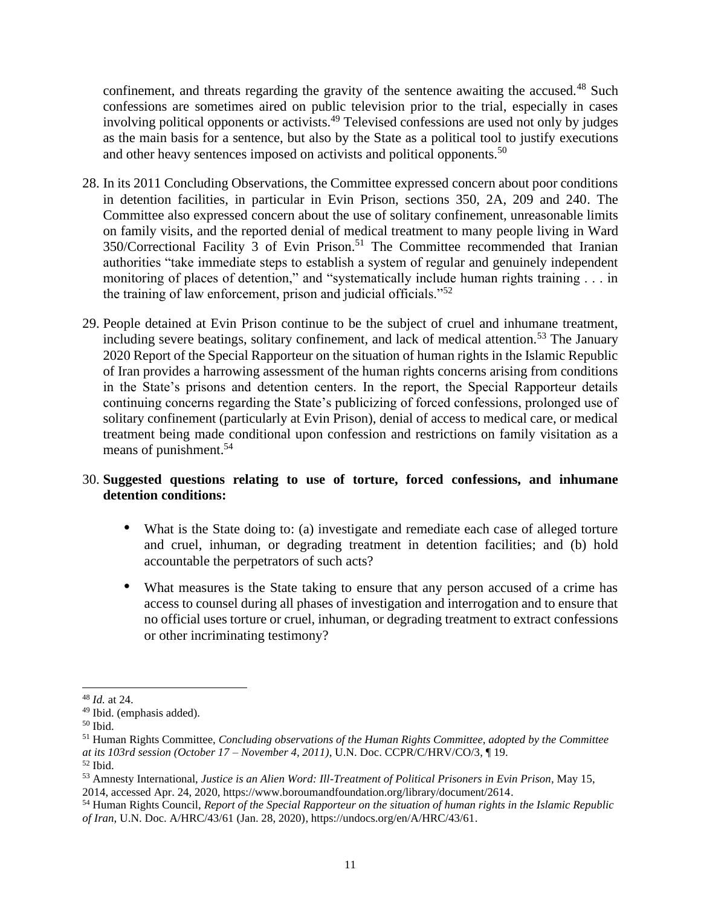confinement, and threats regarding the gravity of the sentence awaiting the accused.[48] Such confessions are sometimes aired on public television prior to the trial, especially in cases involving political opponents or activists.[49] Televised confessions are used not only by judges as the main basis for a sentence, but also by the State as a political tool to justify executions and other heavy sentences imposed on activists and political opponents.[50]

28. In its 2011 Concluding Observations, the Committee expressed concern about poor conditions in detention facilities, in particular in Evin Prison, sections 350, 2A, 209 and 240. The Committee also expressed concern about the use of solitary confinement, unreasonable limits on family visits, and the reported denial of medical treatment to many people living in Ward 350/Correctional Facility 3 of Evin Prison.[51] The Committee recommended that Iranian authorities "take immediate steps to establish a system of regular and genuinely independent monitoring of places of detention," and "systematically include human rights training . . . in the training of law enforcement, prison and judicial officials."[52]

29. People detained at Evin Prison continue to be the subject of cruel and inhumane treatment, including severe beatings, solitary confinement, and lack of medical attention.[53] The January 2020 Report of the Special Rapporteur on the situation of human rights in the Islamic Republic of Iran provides a harrowing assessment of the human rights concerns arising from conditions in the State's prisons and detention centers. In the report, the Special Rapporteur details continuing concerns regarding the State's publicizing of forced confessions, prolonged use of solitary confinement (particularly at Evin Prison), denial of access to medical care, or medical treatment being made conditional upon confession and restrictions on family visitation as a means of punishment.[54]

30. **Suggested questions relating to use of torture, forced confessions, and inhumane detention conditions:**

    - What is the State doing to: (a) investigate and remediate each case of alleged torture and cruel, inhuman, or degrading treatment in detention facilities; and (b) hold accountable the perpetrators of such acts?
    - What measures is the State taking to ensure that any person accused of a crime has access to counsel during all phases of investigation and interrogation and to ensure that no official uses torture or cruel, inhuman, or degrading treatment to extract confessions or other incriminating testimony?

---

[48] *Id.* at 24.
[49] Ibid. (emphasis added).
[50] Ibid.
[51] Human Rights Committee, *Concluding observations of the Human Rights Committee, adopted by the Committee at its 103rd session (October 17 – November 4, 2011)*, U.N. Doc. CCPR/C/HRV/CO/3, ¶ 19.
[52] Ibid.
[53] Amnesty International, *Justice is an Alien Word: Ill-Treatment of Political Prisoners in Evin Prison*, May 15, 2014, accessed Apr. 24, 2020, https://www.boroumandfoundation.org/library/document/2614.
[54] Human Rights Council, *Report of the Special Rapporteur on the situation of human rights in the Islamic Republic of Iran*, U.N. Doc. A/HRC/43/61 (Jan. 28, 2020), https://undocs.org/en/A/HRC/43/61.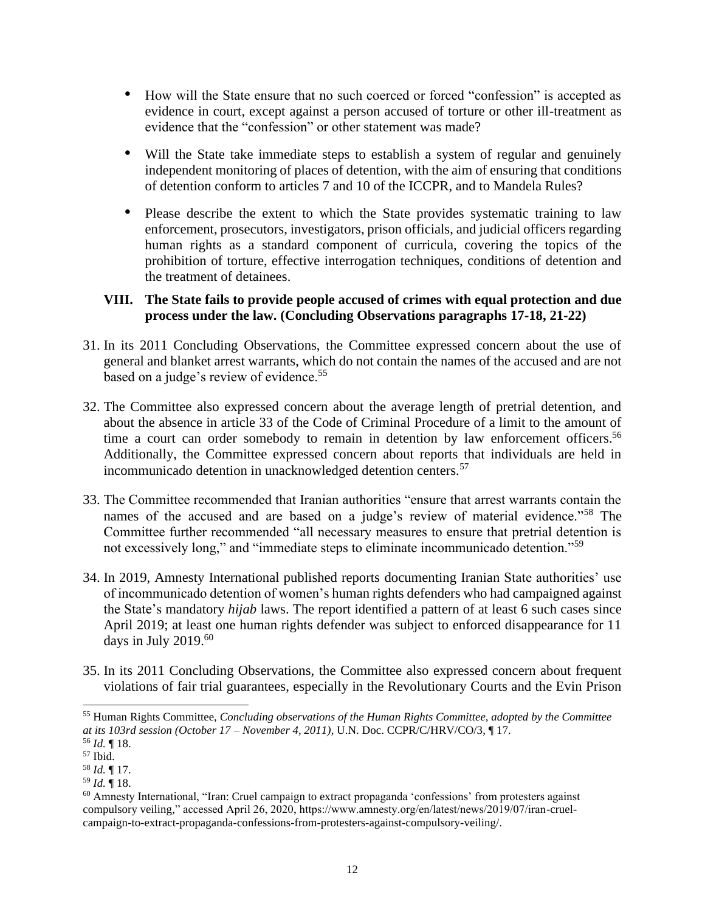- How will the State ensure that no such coerced or forced "confession" is accepted as evidence in court, except against a person accused of torture or other ill-treatment as evidence that the "confession" or other statement was made?

- Will the State take immediate steps to establish a system of regular and genuinely independent monitoring of places of detention, with the aim of ensuring that conditions of detention conform to articles 7 and 10 of the ICCPR, and to Mandela Rules?

- Please describe the extent to which the State provides systematic training to law enforcement, prosecutors, investigators, prison officials, and judicial officers regarding human rights as a standard component of curricula, covering the topics of the prohibition of torture, effective interrogation techniques, conditions of detention and the treatment of detainees.

## VIII. The State fails to provide people accused of crimes with equal protection and due process under the law. (Concluding Observations paragraphs 17-18, 21-22)

31. In its 2011 Concluding Observations, the Committee expressed concern about the use of general and blanket arrest warrants, which do not contain the names of the accused and are not based on a judge's review of evidence.[55]

32. The Committee also expressed concern about the average length of pretrial detention, and about the absence in article 33 of the Code of Criminal Procedure of a limit to the amount of time a court can order somebody to remain in detention by law enforcement officers.[56] Additionally, the Committee expressed concern about reports that individuals are held in incommunicado detention in unacknowledged detention centers.[57]

33. The Committee recommended that Iranian authorities "ensure that arrest warrants contain the names of the accused and are based on a judge's review of material evidence."[58] The Committee further recommended "all necessary measures to ensure that pretrial detention is not excessively long," and "immediate steps to eliminate incommunicado detention."[59]

34. In 2019, Amnesty International published reports documenting Iranian State authorities' use of incommunicado detention of women's human rights defenders who had campaigned against the State's mandatory *hijab* laws. The report identified a pattern of at least 6 such cases since April 2019; at least one human rights defender was subject to enforced disappearance for 11 days in July 2019.[60]

35. In its 2011 Concluding Observations, the Committee also expressed concern about frequent violations of fair trial guarantees, especially in the Revolutionary Courts and the Evin Prison

---

[55] Human Rights Committee, *Concluding observations of the Human Rights Committee, adopted by the Committee at its 103rd session (October 17 – November 4, 2011)*, U.N. Doc. CCPR/C/HRV/CO/3, ¶ 17.

[56] *Id.* ¶ 18.

[57] Ibid.

[58] *Id.* ¶ 17.

[59] *Id.* ¶ 18.

[60] Amnesty International, "Iran: Cruel campaign to extract propaganda 'confessions' from protesters against compulsory veiling," accessed April 26, 2020, https://www.amnesty.org/en/latest/news/2019/07/iran-cruel-campaign-to-extract-propaganda-confessions-from-protesters-against-compulsory-veiling/.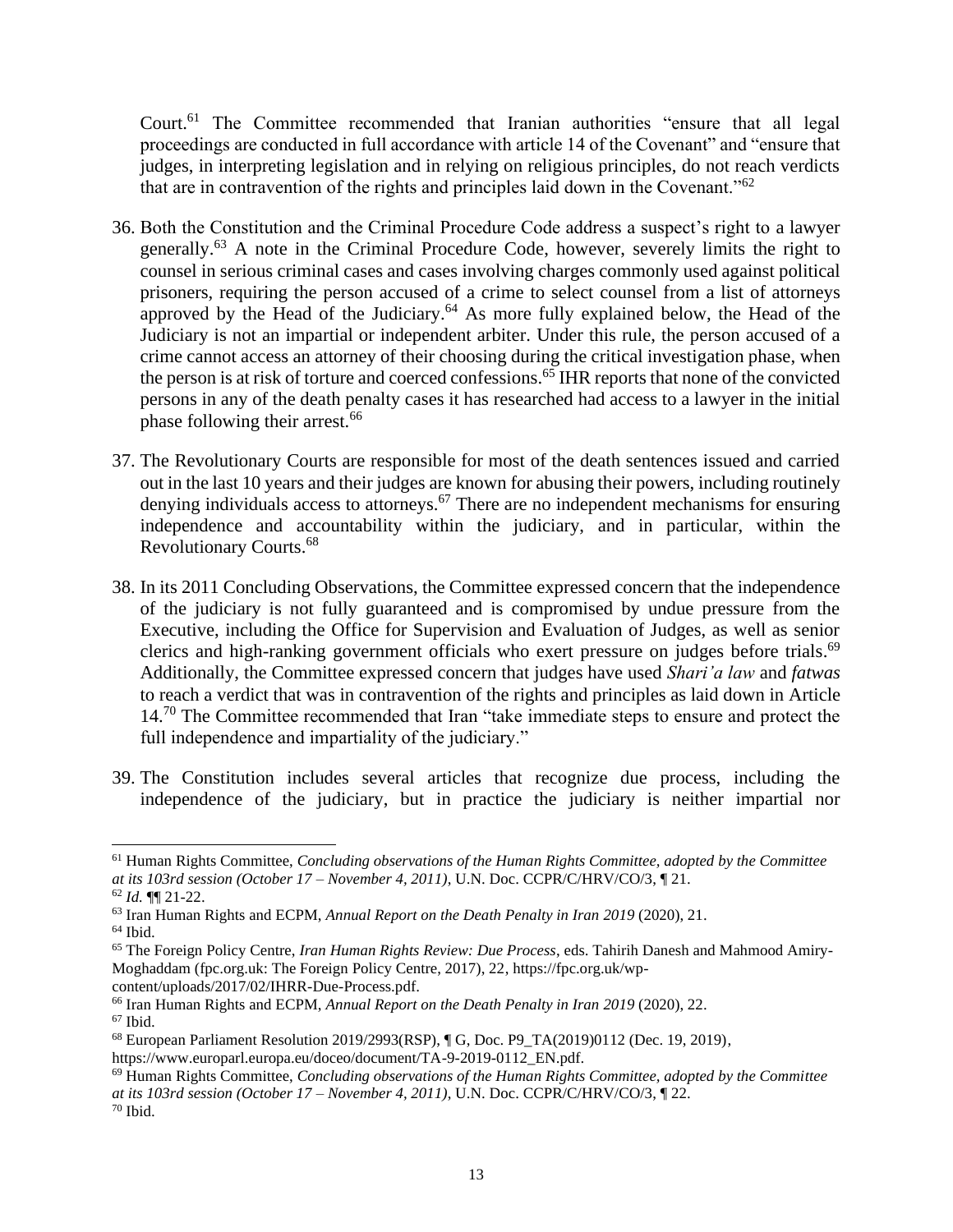Court.[61] The Committee recommended that Iranian authorities "ensure that all legal proceedings are conducted in full accordance with article 14 of the Covenant" and "ensure that judges, in interpreting legislation and in relying on religious principles, do not reach verdicts that are in contravention of the rights and principles laid down in the Covenant."[62]

36. Both the Constitution and the Criminal Procedure Code address a suspect's right to a lawyer generally.[63] A note in the Criminal Procedure Code, however, severely limits the right to counsel in serious criminal cases and cases involving charges commonly used against political prisoners, requiring the person accused of a crime to select counsel from a list of attorneys approved by the Head of the Judiciary.[64] As more fully explained below, the Head of the Judiciary is not an impartial or independent arbiter. Under this rule, the person accused of a crime cannot access an attorney of their choosing during the critical investigation phase, when the person is at risk of torture and coerced confessions.[65] IHR reports that none of the convicted persons in any of the death penalty cases it has researched had access to a lawyer in the initial phase following their arrest.[66]

37. The Revolutionary Courts are responsible for most of the death sentences issued and carried out in the last 10 years and their judges are known for abusing their powers, including routinely denying individuals access to attorneys.[67] There are no independent mechanisms for ensuring independence and accountability within the judiciary, and in particular, within the Revolutionary Courts.[68]

38. In its 2011 Concluding Observations, the Committee expressed concern that the independence of the judiciary is not fully guaranteed and is compromised by undue pressure from the Executive, including the Office for Supervision and Evaluation of Judges, as well as senior clerics and high-ranking government officials who exert pressure on judges before trials.[69] Additionally, the Committee expressed concern that judges have used *Shari'a law* and *fatwas* to reach a verdict that was in contravention of the rights and principles as laid down in Article 14.[70] The Committee recommended that Iran "take immediate steps to ensure and protect the full independence and impartiality of the judiciary."

39. The Constitution includes several articles that recognize due process, including the independence of the judiciary, but in practice the judiciary is neither impartial nor

---

[61] Human Rights Committee, *Concluding observations of the Human Rights Committee, adopted by the Committee at its 103rd session (October 17 – November 4, 2011)*, U.N. Doc. CCPR/C/HRV/CO/3, ¶ 21.

[62] *Id.* ¶¶ 21-22.

[63] Iran Human Rights and ECPM, *Annual Report on the Death Penalty in Iran 2019* (2020), 21.

[64] Ibid.

[65] The Foreign Policy Centre, *Iran Human Rights Review: Due Process*, eds. Tahirih Danesh and Mahmood Amiry-Moghaddam (fpc.org.uk: The Foreign Policy Centre, 2017), 22, https://fpc.org.uk/wp-content/uploads/2017/02/IHRR-Due-Process.pdf.

[66] Iran Human Rights and ECPM, *Annual Report on the Death Penalty in Iran 2019* (2020), 22.

[67] Ibid.

[68] European Parliament Resolution 2019/2993(RSP), ¶ G, Doc. P9_TA(2019)0112 (Dec. 19, 2019), https://www.europarl.europa.eu/doceo/document/TA-9-2019-0112_EN.pdf.

[69] Human Rights Committee, *Concluding observations of the Human Rights Committee, adopted by the Committee at its 103rd session (October 17 – November 4, 2011)*, U.N. Doc. CCPR/C/HRV/CO/3, ¶ 22.

[70] Ibid.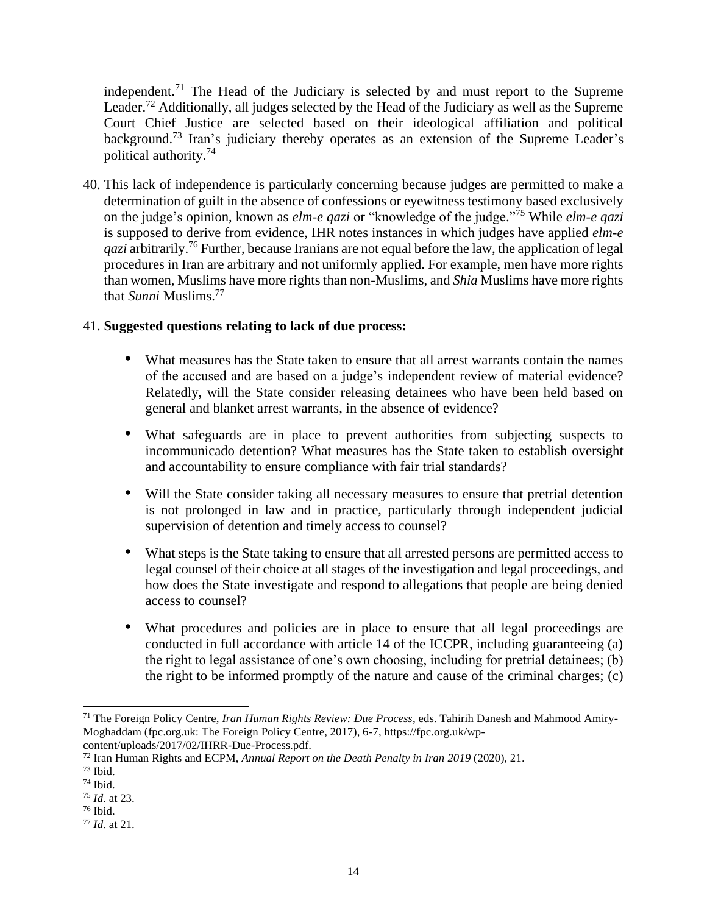independent.[71] The Head of the Judiciary is selected by and must report to the Supreme Leader.[72] Additionally, all judges selected by the Head of the Judiciary as well as the Supreme Court Chief Justice are selected based on their ideological affiliation and political background.[73] Iran's judiciary thereby operates as an extension of the Supreme Leader's political authority.[74]

40. This lack of independence is particularly concerning because judges are permitted to make a determination of guilt in the absence of confessions or eyewitness testimony based exclusively on the judge's opinion, known as *elm-e qazi* or "knowledge of the judge."[75] While *elm-e qazi* is supposed to derive from evidence, IHR notes instances in which judges have applied *elm-e qazi* arbitrarily.[76] Further, because Iranians are not equal before the law, the application of legal procedures in Iran are arbitrary and not uniformly applied. For example, men have more rights than women, Muslims have more rights than non-Muslims, and *Shia* Muslims have more rights that *Sunni* Muslims.[77]

41. **Suggested questions relating to lack of due process:**

- What measures has the State taken to ensure that all arrest warrants contain the names of the accused and are based on a judge's independent review of material evidence? Relatedly, will the State consider releasing detainees who have been held based on general and blanket arrest warrants, in the absence of evidence?
- What safeguards are in place to prevent authorities from subjecting suspects to incommunicado detention? What measures has the State taken to establish oversight and accountability to ensure compliance with fair trial standards?
- Will the State consider taking all necessary measures to ensure that pretrial detention is not prolonged in law and in practice, particularly through independent judicial supervision of detention and timely access to counsel?
- What steps is the State taking to ensure that all arrested persons are permitted access to legal counsel of their choice at all stages of the investigation and legal proceedings, and how does the State investigate and respond to allegations that people are being denied access to counsel?
- What procedures and policies are in place to ensure that all legal proceedings are conducted in full accordance with article 14 of the ICCPR, including guaranteeing (a) the right to legal assistance of one's own choosing, including for pretrial detainees; (b) the right to be informed promptly of the nature and cause of the criminal charges; (c)

---

[71] The Foreign Policy Centre, *Iran Human Rights Review: Due Process*, eds. Tahirih Danesh and Mahmood Amiry-Moghaddam (fpc.org.uk: The Foreign Policy Centre, 2017), 6-7, https://fpc.org.uk/wp-content/uploads/2017/02/IHRR-Due-Process.pdf.

[72] Iran Human Rights and ECPM, *Annual Report on the Death Penalty in Iran 2019* (2020), 21.

[73] Ibid.

[74] Ibid.

[75] *Id.* at 23.

[76] Ibid.

[77] *Id.* at 21.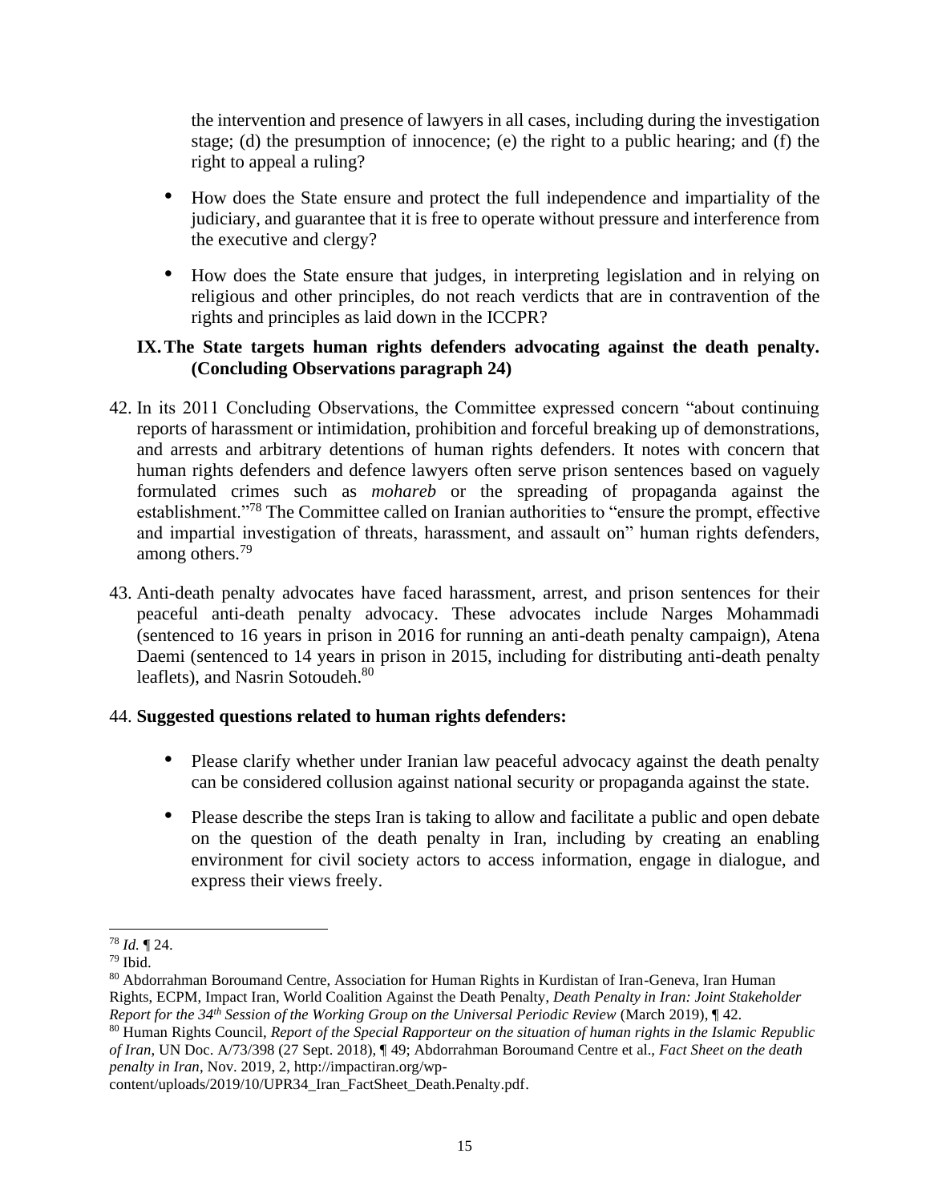the intervention and presence of lawyers in all cases, including during the investigation stage; (d) the presumption of innocence; (e) the right to a public hearing; and (f) the right to appeal a ruling?

- How does the State ensure and protect the full independence and impartiality of the judiciary, and guarantee that it is free to operate without pressure and interference from the executive and clergy?
- How does the State ensure that judges, in interpreting legislation and in relying on religious and other principles, do not reach verdicts that are in contravention of the rights and principles as laid down in the ICCPR?

## IX. The State targets human rights defenders advocating against the death penalty. (Concluding Observations paragraph 24)

42. In its 2011 Concluding Observations, the Committee expressed concern "about continuing reports of harassment or intimidation, prohibition and forceful breaking up of demonstrations, and arrests and arbitrary detentions of human rights defenders. It notes with concern that human rights defenders and defence lawyers often serve prison sentences based on vaguely formulated crimes such as *mohareb* or the spreading of propaganda against the establishment."[78] The Committee called on Iranian authorities to "ensure the prompt, effective and impartial investigation of threats, harassment, and assault on" human rights defenders, among others.[79]

43. Anti-death penalty advocates have faced harassment, arrest, and prison sentences for their peaceful anti-death penalty advocacy. These advocates include Narges Mohammadi (sentenced to 16 years in prison in 2016 for running an anti-death penalty campaign), Atena Daemi (sentenced to 14 years in prison in 2015, including for distributing anti-death penalty leaflets), and Nasrin Sotoudeh.[80]

44. **Suggested questions related to human rights defenders:**

- Please clarify whether under Iranian law peaceful advocacy against the death penalty can be considered collusion against national security or propaganda against the state.
- Please describe the steps Iran is taking to allow and facilitate a public and open debate on the question of the death penalty in Iran, including by creating an enabling environment for civil society actors to access information, engage in dialogue, and express their views freely.

---

[78] *Id.* ¶ 24.
[79] Ibid.
[80] Abdorrahman Boroumand Centre, Association for Human Rights in Kurdistan of Iran-Geneva, Iran Human Rights, ECPM, Impact Iran, World Coalition Against the Death Penalty, *Death Penalty in Iran: Joint Stakeholder Report for the 34th Session of the Working Group on the Universal Periodic Review* (March 2019), ¶ 42.
[80] Human Rights Council, *Report of the Special Rapporteur on the situation of human rights in the Islamic Republic of Iran*, UN Doc. A/73/398 (27 Sept. 2018), ¶ 49; Abdorrahman Boroumand Centre et al., *Fact Sheet on the death penalty in Iran*, Nov. 2019, 2, http://impactiran.org/wp-content/uploads/2019/10/UPR34_Iran_FactSheet_Death.Penalty.pdf.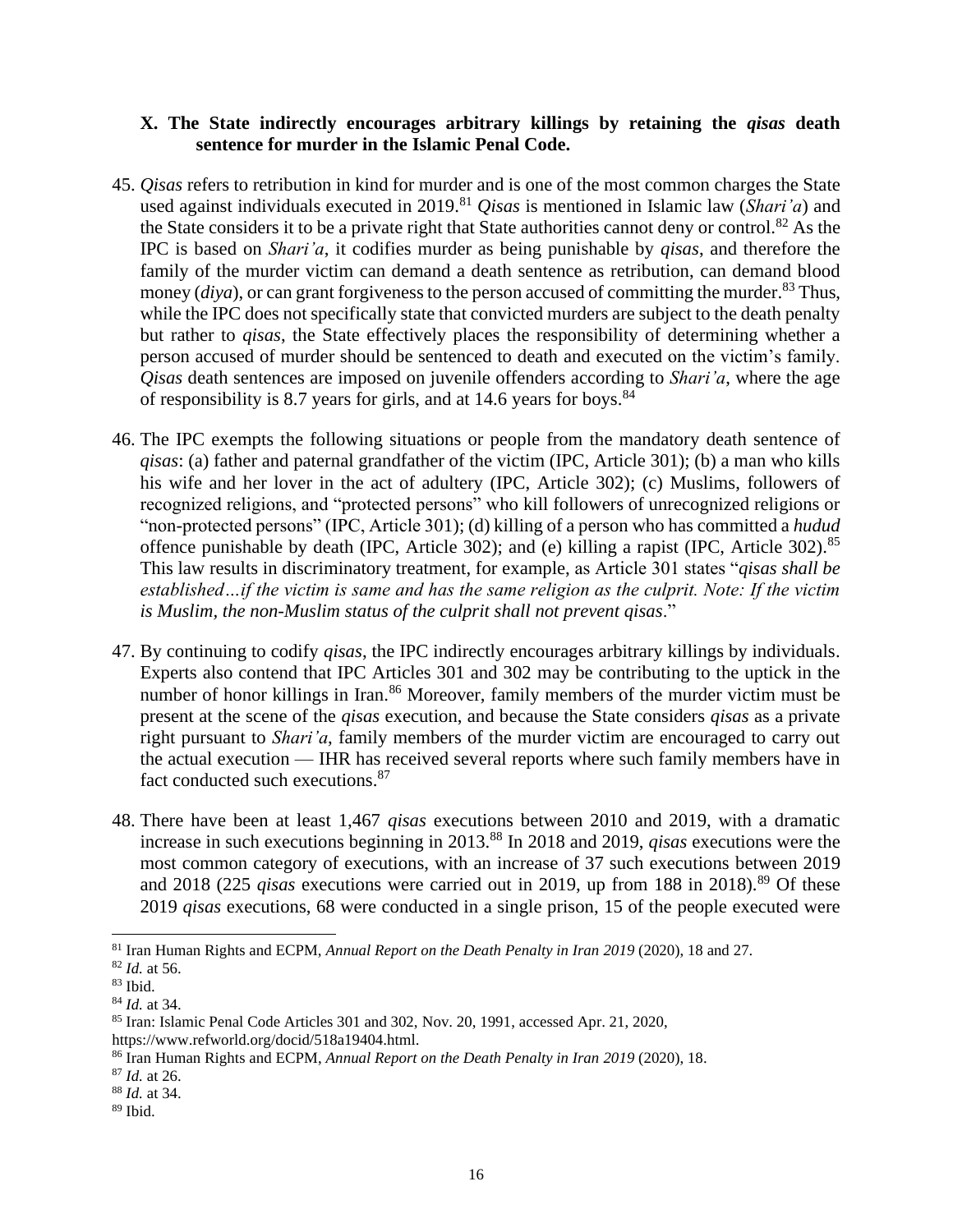## X. The State indirectly encourages arbitrary killings by retaining the *qisas* death sentence for murder in the Islamic Penal Code.

45. *Qisas* refers to retribution in kind for murder and is one of the most common charges the State used against individuals executed in 2019.[81] *Qisas* is mentioned in Islamic law (*Shari'a*) and the State considers it to be a private right that State authorities cannot deny or control.[82] As the IPC is based on *Shari'a*, it codifies murder as being punishable by *qisas*, and therefore the family of the murder victim can demand a death sentence as retribution, can demand blood money (*diya*), or can grant forgiveness to the person accused of committing the murder.[83] Thus, while the IPC does not specifically state that convicted murders are subject to the death penalty but rather to *qisas*, the State effectively places the responsibility of determining whether a person accused of murder should be sentenced to death and executed on the victim's family. *Qisas* death sentences are imposed on juvenile offenders according to *Shari'a*, where the age of responsibility is 8.7 years for girls, and at 14.6 years for boys.[84]

46. The IPC exempts the following situations or people from the mandatory death sentence of *qisas*: (a) father and paternal grandfather of the victim (IPC, Article 301); (b) a man who kills his wife and her lover in the act of adultery (IPC, Article 302); (c) Muslims, followers of recognized religions, and "protected persons" who kill followers of unrecognized religions or "non-protected persons" (IPC, Article 301); (d) killing of a person who has committed a *hudud* offence punishable by death (IPC, Article 302); and (e) killing a rapist (IPC, Article 302).[85] This law results in discriminatory treatment, for example, as Article 301 states "*qisas shall be established…if the victim is same and has the same religion as the culprit. Note: If the victim is Muslim, the non-Muslim status of the culprit shall not prevent qisas*."

47. By continuing to codify *qisas*, the IPC indirectly encourages arbitrary killings by individuals. Experts also contend that IPC Articles 301 and 302 may be contributing to the uptick in the number of honor killings in Iran.[86] Moreover, family members of the murder victim must be present at the scene of the *qisas* execution, and because the State considers *qisas* as a private right pursuant to *Shari'a*, family members of the murder victim are encouraged to carry out the actual execution — IHR has received several reports where such family members have in fact conducted such executions.[87]

48. There have been at least 1,467 *qisas* executions between 2010 and 2019, with a dramatic increase in such executions beginning in 2013.[88] In 2018 and 2019, *qisas* executions were the most common category of executions, with an increase of 37 such executions between 2019 and 2018 (225 *qisas* executions were carried out in 2019, up from 188 in 2018).[89] Of these 2019 *qisas* executions, 68 were conducted in a single prison, 15 of the people executed were

---

[81] Iran Human Rights and ECPM, *Annual Report on the Death Penalty in Iran 2019* (2020), 18 and 27.
[82] *Id.* at 56.
[83] Ibid.
[84] *Id.* at 34.
[85] Iran: Islamic Penal Code Articles 301 and 302, Nov. 20, 1991, accessed Apr. 21, 2020, https://www.refworld.org/docid/518a19404.html.
[86] Iran Human Rights and ECPM, *Annual Report on the Death Penalty in Iran 2019* (2020), 18.
[87] *Id.* at 26.
[88] *Id.* at 34.
[89] Ibid.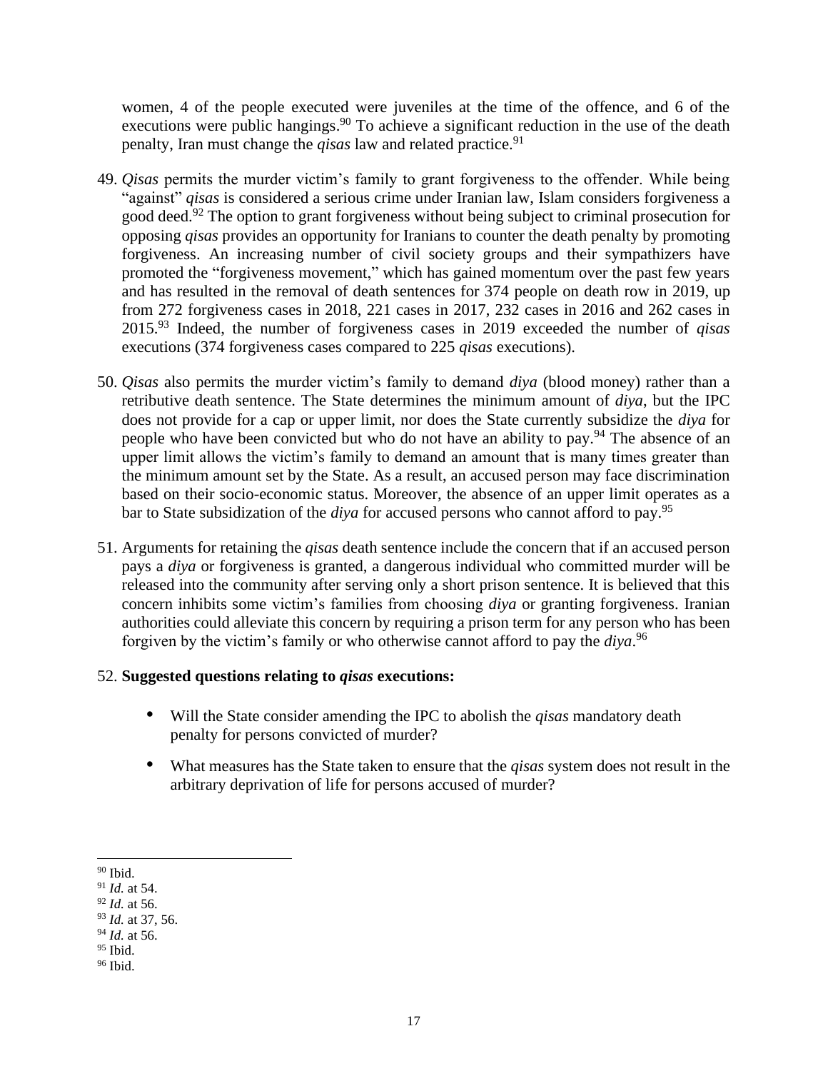women, 4 of the people executed were juveniles at the time of the offence, and 6 of the executions were public hangings.[90] To achieve a significant reduction in the use of the death penalty, Iran must change the *qisas* law and related practice.[91]

49. *Qisas* permits the murder victim's family to grant forgiveness to the offender. While being "against" *qisas* is considered a serious crime under Iranian law, Islam considers forgiveness a good deed.[92] The option to grant forgiveness without being subject to criminal prosecution for opposing *qisas* provides an opportunity for Iranians to counter the death penalty by promoting forgiveness. An increasing number of civil society groups and their sympathizers have promoted the "forgiveness movement," which has gained momentum over the past few years and has resulted in the removal of death sentences for 374 people on death row in 2019, up from 272 forgiveness cases in 2018, 221 cases in 2017, 232 cases in 2016 and 262 cases in 2015.[93] Indeed, the number of forgiveness cases in 2019 exceeded the number of *qisas* executions (374 forgiveness cases compared to 225 *qisas* executions).

50. *Qisas* also permits the murder victim's family to demand *diya* (blood money) rather than a retributive death sentence. The State determines the minimum amount of *diya*, but the IPC does not provide for a cap or upper limit, nor does the State currently subsidize the *diya* for people who have been convicted but who do not have an ability to pay.[94] The absence of an upper limit allows the victim's family to demand an amount that is many times greater than the minimum amount set by the State. As a result, an accused person may face discrimination based on their socio-economic status. Moreover, the absence of an upper limit operates as a bar to State subsidization of the *diya* for accused persons who cannot afford to pay.[95]

51. Arguments for retaining the *qisas* death sentence include the concern that if an accused person pays a *diya* or forgiveness is granted, a dangerous individual who committed murder will be released into the community after serving only a short prison sentence. It is believed that this concern inhibits some victim's families from choosing *diya* or granting forgiveness. Iranian authorities could alleviate this concern by requiring a prison term for any person who has been forgiven by the victim's family or who otherwise cannot afford to pay the *diya*.[96]

52. **Suggested questions relating to *qisas* executions:**

- Will the State consider amending the IPC to abolish the *qisas* mandatory death penalty for persons convicted of murder?
- What measures has the State taken to ensure that the *qisas* system does not result in the arbitrary deprivation of life for persons accused of murder?

---

[90] Ibid.
[91] *Id.* at 54.
[92] *Id.* at 56.
[93] *Id.* at 37, 56.
[94] *Id.* at 56.
[95] Ibid.
[96] Ibid.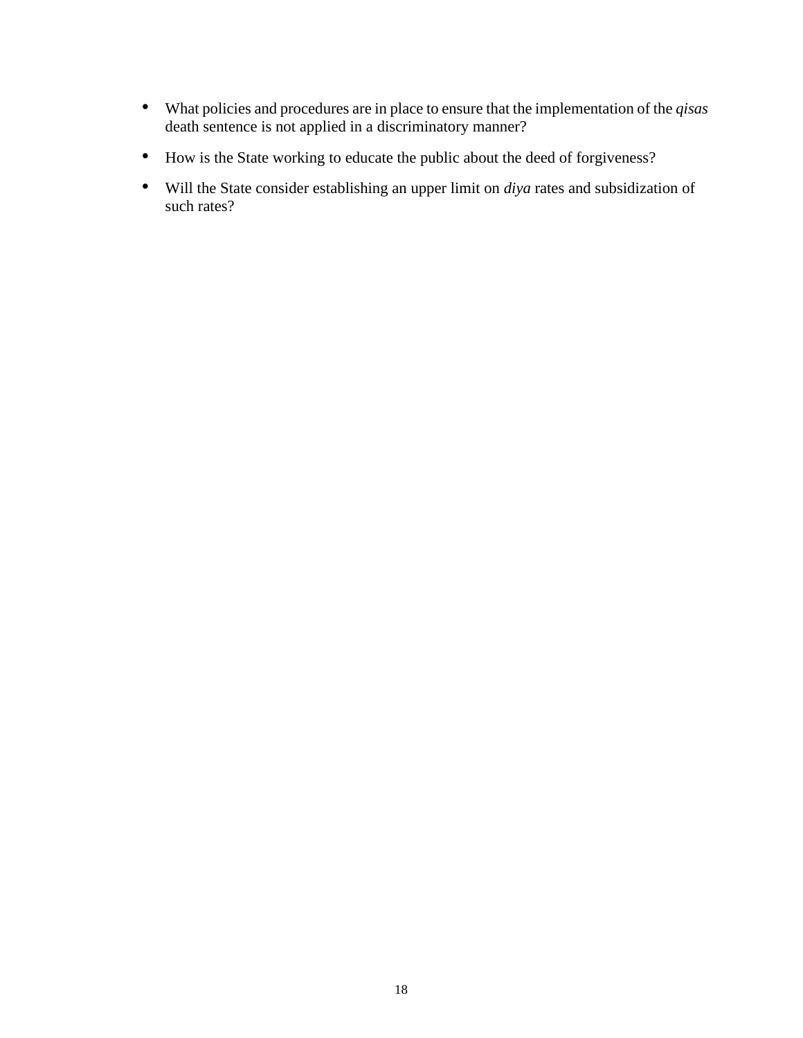- What policies and procedures are in place to ensure that the implementation of the *qisas* death sentence is not applied in a discriminatory manner?
- How is the State working to educate the public about the deed of forgiveness?
- Will the State consider establishing an upper limit on *diya* rates and subsidization of such rates?